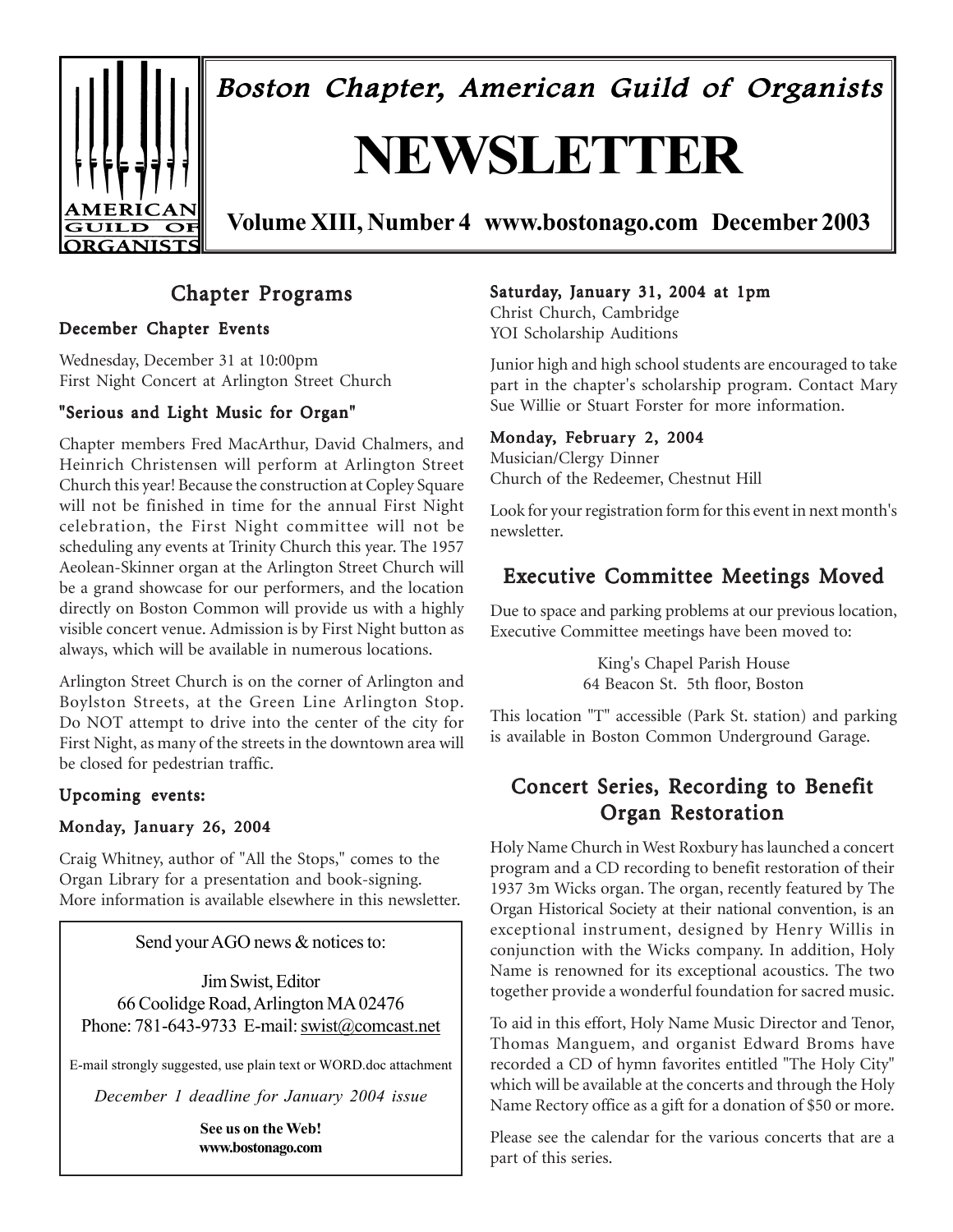# Boston Chapter, American Guild of Organists

# NEWSLETTER

**Volume XIII, Number 4 www.bostonago.com December 2003**

## Chapter Programs

### December Chapter Events

Wednesday, December 31 at 10:00pm
First Night Concert at Arlington Street Church

### "Serious and Light Music for Organ"

Chapter members Fred MacArthur, David Chalmers, and Heinrich Christensen will perform at Arlington Street Church this year! Because the construction at Copley Square will not be finished in time for the annual First Night celebration, the First Night committee will not be scheduling any events at Trinity Church this year. The 1957 Aeolean-Skinner organ at the Arlington Street Church will be a grand showcase for our performers, and the location directly on Boston Common will provide us with a highly visible concert venue. Admission is by First Night button as always, which will be available in numerous locations.

Arlington Street Church is on the corner of Arlington and Boylston Streets, at the Green Line Arlington Stop. Do NOT attempt to drive into the center of the city for First Night, as many of the streets in the downtown area will be closed for pedestrian traffic.

### Upcoming events:

### Monday, January 26, 2004

Craig Whitney, author of "All the Stops," comes to the Organ Library for a presentation and book-signing. More information is available elsewhere in this newsletter.

> Send your AGO news & notices to:
>
> Jim Swist, Editor
> 66 Coolidge Road, Arlington MA 02476
> Phone: 781-643-9733 E-mail: swist@comcast.net
>
> E-mail strongly suggested, use plain text or WORD.doc attachment
>
> *December 1 deadline for January 2004 issue*
>
> **See us on the Web!**
> **www.bostonago.com**

### Saturday, January 31, 2004 at 1pm

Christ Church, Cambridge
YOI Scholarship Auditions

Junior high and high school students are encouraged to take part in the chapter's scholarship program. Contact Mary Sue Willie or Stuart Forster for more information.

### Monday, February 2, 2004

Musician/Clergy Dinner
Church of the Redeemer, Chestnut Hill

Look for your registration form for this event in next month's newsletter.

## Executive Committee Meetings Moved

Due to space and parking problems at our previous location, Executive Committee meetings have been moved to:

King's Chapel Parish House
64 Beacon St. 5th floor, Boston

This location "T" accessible (Park St. station) and parking is available in Boston Common Underground Garage.

## Concert Series, Recording to Benefit Organ Restoration

Holy Name Church in West Roxbury has launched a concert program and a CD recording to benefit restoration of their 1937 3m Wicks organ. The organ, recently featured by The Organ Historical Society at their national convention, is an exceptional instrument, designed by Henry Willis in conjunction with the Wicks company. In addition, Holy Name is renowned for its exceptional acoustics. The two together provide a wonderful foundation for sacred music.

To aid in this effort, Holy Name Music Director and Tenor, Thomas Manguem, and organist Edward Broms have recorded a CD of hymn favorites entitled "The Holy City" which will be available at the concerts and through the Holy Name Rectory office as a gift for a donation of $50 or more.

Please see the calendar for the various concerts that are a part of this series.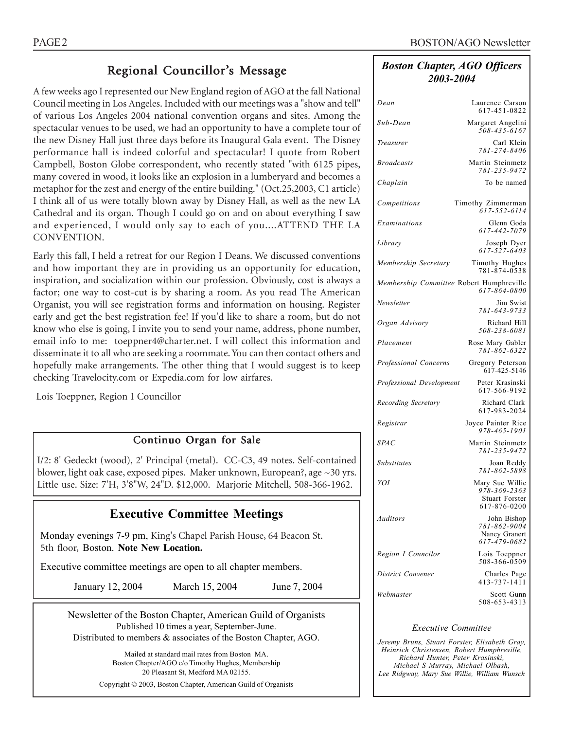## Regional Councillor's Message

A few weeks ago I represented our New England region of AGO at the fall National Council meeting in Los Angeles. Included with our meetings was a "show and tell" of various Los Angeles 2004 national convention organs and sites. Among the spectacular venues to be used, we had an opportunity to have a complete tour of the new Disney Hall just three days before its Inaugural Gala event. The Disney performance hall is indeed colorful and spectacular! I quote from Robert Campbell, Boston Globe correspondent, who recently stated "with 6125 pipes, many covered in wood, it looks like an explosion in a lumberyard and becomes a metaphor for the zest and energy of the entire building." (Oct.25,2003, C1 article) I think all of us were totally blown away by Disney Hall, as well as the new LA Cathedral and its organ. Though I could go on and on about everything I saw and experienced, I would only say to each of you....ATTEND THE LA CONVENTION.

Early this fall, I held a retreat for our Region I Deans. We discussed conventions and how important they are in providing us an opportunity for education, inspiration, and socialization within our profession. Obviously, cost is always a factor; one way to cost-cut is by sharing a room. As you read The American Organist, you will see registration forms and information on housing. Register early and get the best registration fee! If you'd like to share a room, but do not know who else is going, I invite you to send your name, address, phone number, email info to me: toeppner4@charter.net. I will collect this information and disseminate it to all who are seeking a roommate. You can then contact others and hopefully make arrangements. The other thing that I would suggest is to keep checking Travelocity.com or Expedia.com for low airfares.

Lois Toeppner, Region I Councillor

## Continuo Organ for Sale

I/2: 8' Gedeckt (wood), 2' Principal (metal). CC-C3, 49 notes. Self-contained blower, light oak case, exposed pipes. Maker unknown, European?, age ~30 yrs. Little use. Size: 7'H, 3'8"W, 24"D. $12,000. Marjorie Mitchell, 508-366-1962.

## Executive Committee Meetings

Monday evenings 7-9 pm, King's Chapel Parish House, 64 Beacon St. 5th floor, Boston. **Note New Location.**

Executive committee meetings are open to all chapter members.

January 12, 2004 &nbsp;&nbsp; March 15, 2004 &nbsp;&nbsp; June 7, 2004

Newsletter of the Boston Chapter, American Guild of Organists
Published 10 times a year, September-June.
Distributed to members & associates of the Boston Chapter, AGO.

Mailed at standard mail rates from Boston MA.
Boston Chapter/AGO c/o Timothy Hughes, Membership
20 Pleasant St, Medford MA 02155.

Copyright © 2003, Boston Chapter, American Guild of Organists

## *Boston Chapter, AGO Officers 2003-2004*

| Position | Name / Phone |
|---|---|
| *Dean* | Laurence Carson 617-451-0822 |
| *Sub-Dean* | Margaret Angelini *508-435-6167* |
| *Treasurer* | Carl Klein *781-274-8406* |
| *Broadcasts* | Martin Steinmetz *781-235-9472* |
| *Chaplain* | To be named |
| *Competitions* | Timothy Zimmerman *617-552-6114* |
| *Examinations* | Glenn Goda *617-442-7079* |
| *Library* | Joseph Dyer *617-527-6403* |
| *Membership Secretary* | Timothy Hughes 781-874-0538 |
| *Membership Committee* | Robert Humphreville *617-864-0800* |
| *Newsletter* | Jim Swist *781-643-9733* |
| *Organ Advisory* | Richard Hill *508-238-6081* |
| *Placement* | Rose Mary Gabler *781-862-6322* |
| *Professional Concerns* | Gregory Peterson 617-425-5146 |
| *Professional Development* | Peter Krasinski 617-566-9192 |
| *Recording Secretary* | Richard Clark 617-983-2024 |
| *Registrar* | Joyce Painter Rice *978-465-1901* |
| *SPAC* | Martin Steinmetz *781-235-9472* |
| *Substitutes* | Joan Reddy *781-862-5898* |
| *YOI* | Mary Sue Willie *978-369-2363*; Stuart Forster 617-876-0200 |
| *Auditors* | John Bishop *781-862-9004*; Nancy Granert *617-479-0682* |
| *Region I Councilor* | Lois Toeppner 508-366-0509 |
| *District Convener* | Charles Page 413-737-1411 |
| *Webmaster* | Scott Gunn 508-653-4313 |

*Executive Committee*

*Jeremy Bruns, Stuart Forster, Elisabeth Gray, Heinrich Christensen, Robert Humphreville, Richard Hunter, Peter Krasinski, Michael S Murray, Michael Olbash, Lee Ridgway, Mary Sue Willie, William Wunsch*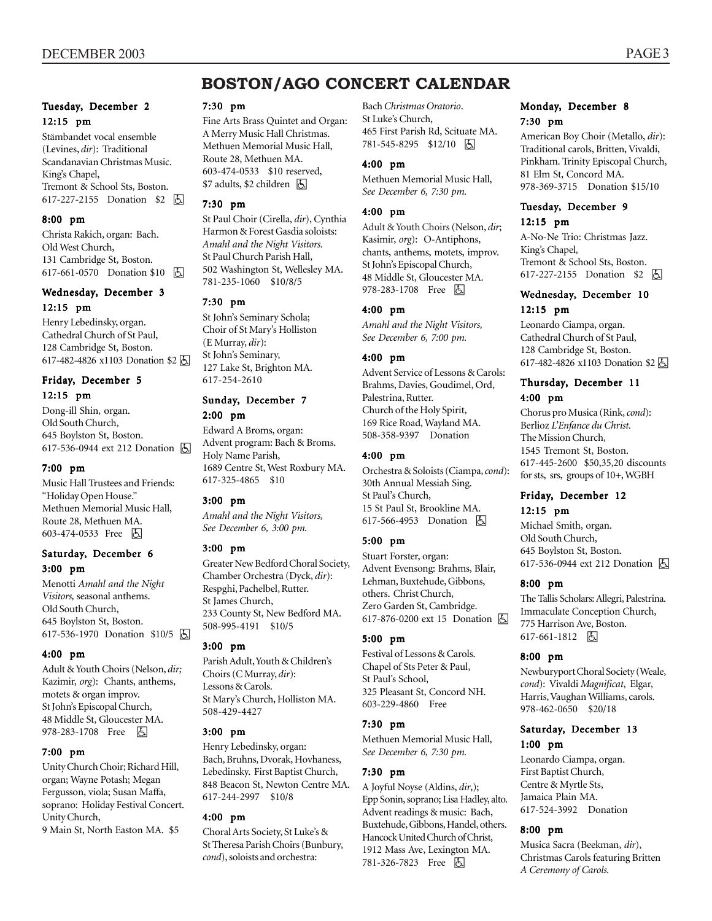# BOSTON/AGO CONCERT CALENDAR

### Tuesday, December 2

**12:15 pm**

Stämbandet vocal ensemble (Levines, *dir*): Traditional Scandanavian Christmas Music. King's Chapel, Tremont & School Sts, Boston. 617-227-2155 Donation $2 ♿

**8:00 pm**

Christa Rakich, organ: Bach. Old West Church, 131 Cambridge St, Boston. 617-661-0570 Donation $10 ♿

### Wednesday, December 3

**12:15 pm**

Henry Lebedinsky, organ. Cathedral Church of St Paul, 128 Cambridge St, Boston. 617-482-4826 x1103 Donation $2 ♿

### Friday, December 5

**12:15 pm**

Dong-ill Shin, organ. Old South Church, 645 Boylston St, Boston. 617-536-0944 ext 212 Donation ♿

**7:00 pm**

Music Hall Trustees and Friends: "Holiday Open House." Methuen Memorial Music Hall, Route 28, Methuen MA. 603-474-0533 Free ♿

### Saturday, December 6

**3:00 pm**

Menotti *Amahl and the Night Visitors,* seasonal anthems. Old South Church, 645 Boylston St, Boston. 617-536-1970 Donation $10/5 ♿

**4:00 pm**

Adult & Youth Choirs (Nelson, *dir;* Kasimir, *org*): Chants, anthems, motets & organ improv. St John's Episcopal Church, 48 Middle St, Gloucester MA. 978-283-1708 Free ♿

**7:00 pm**

Unity Church Choir; Richard Hill, organ; Wayne Potash; Megan Fergusson, viola; Susan Maffa, soprano: Holiday Festival Concert. Unity Church, 9 Main St, North Easton MA. $5

**7:30 pm**

Fine Arts Brass Quintet and Organ: A Merry Music Hall Christmas. Methuen Memorial Music Hall, Route 28, Methuen MA. 603-474-0533 $10 reserved, $7 adults, $2 children ♿

**7:30 pm**

St Paul Choir (Cirella, *dir*), Cynthia Harmon & Forest Gasdia soloists: *Amahl and the Night Visitors.* St Paul Church Parish Hall, 502 Washington St, Wellesley MA. 781-235-1060 $10/8/5

**7:30 pm**

St John's Seminary Schola; Choir of St Mary's Holliston (E Murray, *dir*): St John's Seminary, 127 Lake St, Brighton MA. 617-254-2610

### Sunday, December 7

**2:00 pm**

Edward A Broms, organ: Advent program: Bach & Broms. Holy Name Parish, 1689 Centre St, West Roxbury MA. 617-325-4865 $10

**3:00 pm**

*Amahl and the Night Visitors, See December 6, 3:00 pm.*

**3:00 pm**

Greater New Bedford Choral Society, Chamber Orchestra (Dyck, *dir*): Respghi, Pachelbel, Rutter. St James Church, 233 County St, New Bedford MA. 508-995-4191 $10/5

**3:00 pm**

Parish Adult, Youth & Children's Choirs (C Murray, *dir*): Lessons & Carols. St Mary's Church, Holliston MA. 508-429-4427

**3:00 pm**

Henry Lebedinsky, organ: Bach, Bruhns, Dvorak, Hovhaness, Lebedinsky. First Baptist Church, 848 Beacon St, Newton Centre MA. 617-244-2997 $10/8

**4:00 pm**

Choral Arts Society, St Luke's & St Theresa Parish Choirs (Bunbury, *cond*), soloists and orchestra: Bach *Christmas Oratorio*. St Luke's Church, 465 First Parish Rd, Scituate MA. 781-545-8295 $12/10 ♿

**4:00 pm**

Methuen Memorial Music Hall, *See December 6, 7:30 pm.*

**4:00 pm**

Adult & Youth Choirs (Nelson, *dir*; Kasimir, *org*): O-Antiphons, chants, anthems, motets, improv. St John's Episcopal Church, 48 Middle St, Gloucester MA. 978-283-1708 Free ♿

**4:00 pm**

*Amahl and the Night Visitors, See December 6, 7:00 pm.*

**4:00 pm**

Advent Service of Lessons & Carols: Brahms, Davies, Goudimel, Ord, Palestrina, Rutter. Church of the Holy Spirit, 169 Rice Road, Wayland MA. 508-358-9397 Donation

**4:00 pm**

Orchestra & Soloists (Ciampa, *cond*): 30th Annual Messiah Sing. St Paul's Church, 15 St Paul St, Brookline MA. 617-566-4953 Donation ♿

**5:00 pm**

Stuart Forster, organ: Advent Evensong: Brahms, Blair, Lehman, Buxtehude, Gibbons, others. Christ Church, Zero Garden St, Cambridge. 617-876-0200 ext 15 Donation ♿

**5:00 pm**

Festival of Lessons & Carols. Chapel of Sts Peter & Paul, St Paul's School, 325 Pleasant St, Concord NH. 603-229-4860 Free

**7:30 pm**

Methuen Memorial Music Hall, *See December 6, 7:30 pm.*

**7:30 pm**

A Joyful Noyse (Aldins, *dir*,); Epp Sonin, soprano; Lisa Hadley, alto. Advent readings & music: Bach, Buxtehude, Gibbons, Handel, others. Hancock United Church of Christ, 1912 Mass Ave, Lexington MA. 781-326-7823 Free ♿

### Monday, December 8

**7:30 pm**

American Boy Choir (Metallo, *dir*): Traditional carols, Britten, Vivaldi, Pinkham. Trinity Episcopal Church, 81 Elm St, Concord MA. 978-369-3715 Donation $15/10

### Tuesday, December 9

**12:15 pm**

A-No-Ne Trio: Christmas Jazz. King's Chapel, Tremont & School Sts, Boston. 617-227-2155 Donation $2 ♿

### Wednesday, December 10

**12:15 pm**

Leonardo Ciampa, organ. Cathedral Church of St Paul, 128 Cambridge St, Boston. 617-482-4826 x1103 Donation $2 ♿

### Thursday, December 11

**4:00 pm**

Chorus pro Musica (Rink, *cond*): Berlioz *L'Enfance du Christ.* The Mission Church, 1545 Tremont St, Boston. 617-445-2600 $50,35,20 discounts for sts, srs, groups of 10+, WGBH

### Friday, December 12

**12:15 pm**

Michael Smith, organ. Old South Church, 645 Boylston St, Boston. 617-536-0944 ext 212 Donation ♿

**8:00 pm**

The Tallis Scholars: Allegri, Palestrina. Immaculate Conception Church, 775 Harrison Ave, Boston. 617-661-1812 ♿

**8:00 pm**

Newburyport Choral Society (Weale, *cond*): Vivaldi *Magnificat*, Elgar, Harris, Vaughan Williams, carols. 978-462-0650 $20/18

### Saturday, December 13

**1:00 pm**

Leonardo Ciampa, organ. First Baptist Church, Centre & Myrtle Sts, Jamaica Plain MA. 617-524-3992 Donation

**8:00 pm**

Musica Sacra (Beekman, *dir*), Christmas Carols featuring Britten *A Ceremony of Carols.*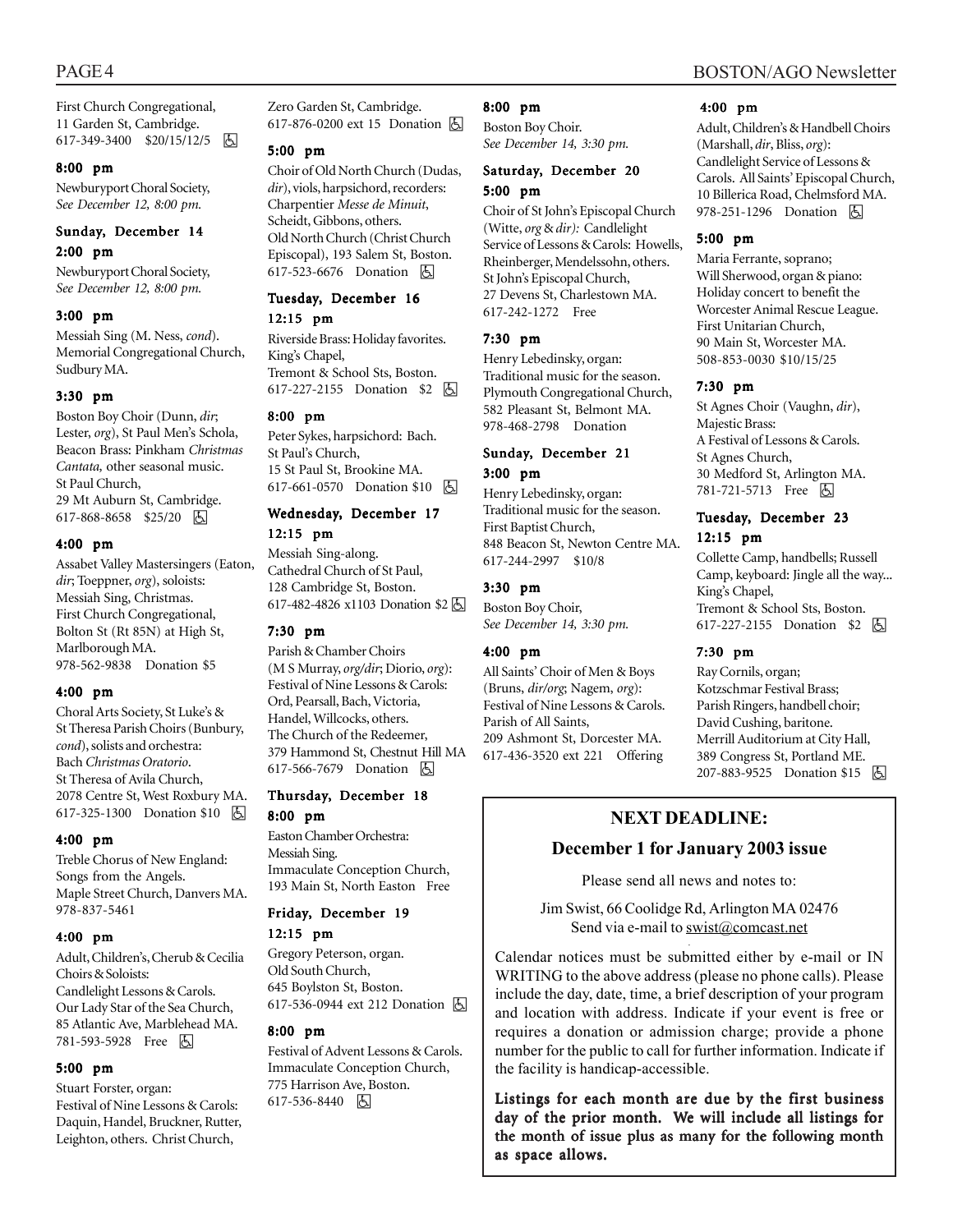First Church Congregational,
11 Garden St, Cambridge.
617-349-3400 $20/15/12/5 ♿

**8:00 pm**

Newburyport Choral Society,
*See December 12, 8:00 pm.*

### Sunday, December 14

**2:00 pm**

Newburyport Choral Society,
*See December 12, 8:00 pm.*

**3:00 pm**

Messiah Sing (M. Ness, *cond*).
Memorial Congregational Church,
Sudbury MA.

**3:30 pm**

Boston Boy Choir (Dunn, *dir*; Lester, *org*), St Paul Men's Schola, Beacon Brass: Pinkham *Christmas Cantata,* other seasonal music.
St Paul Church,
29 Mt Auburn St, Cambridge.
617-868-8658 $25/20 ♿

**4:00 pm**

Assabet Valley Mastersingers (Eaton, *dir*; Toeppner, *org*), soloists: Messiah Sing, Christmas.
First Church Congregational,
Bolton St (Rt 85N) at High St,
Marlborough MA.
978-562-9838 Donation $5

**4:00 pm**

Choral Arts Society, St Luke's & St Theresa Parish Choirs (Bunbury, *cond*), solists and orchestra: Bach *Christmas Oratorio*.
St Theresa of Avila Church,
2078 Centre St, West Roxbury MA.
617-325-1300 Donation $10 ♿

**4:00 pm**

Treble Chorus of New England: Songs from the Angels.
Maple Street Church, Danvers MA.
978-837-5461

**4:00 pm**

Adult, Children's, Cherub & Cecilia Choirs & Soloists:
Candlelight Lessons & Carols.
Our Lady Star of the Sea Church,
85 Atlantic Ave, Marblehead MA.
781-593-5928 Free ♿

**5:00 pm**

Stuart Forster, organ:
Festival of Nine Lessons & Carols: Daquin, Handel, Bruckner, Rutter, Leighton, others. Christ Church,
Zero Garden St, Cambridge.
617-876-0200 ext 15 Donation ♿

**5:00 pm**

Choir of Old North Church (Dudas, *dir*), viols, harpsichord, recorders: Charpentier *Messe de Minuit*, Scheidt, Gibbons, others.
Old North Church (Christ Church Episcopal), 193 Salem St, Boston.
617-523-6676 Donation ♿

### Tuesday, December 16

**12:15 pm**

Riverside Brass: Holiday favorites.
King's Chapel,
Tremont & School Sts, Boston.
617-227-2155 Donation $2 ♿

**8:00 pm**

Peter Sykes, harpsichord: Bach.
St Paul's Church,
15 St Paul St, Brookine MA.
617-661-0570 Donation $10 ♿

### Wednesday, December 17

**12:15 pm**

Messiah Sing-along.
Cathedral Church of St Paul,
128 Cambridge St, Boston.
617-482-4826 x1103 Donation $2 ♿

**7:30 pm**

Parish & Chamber Choirs (M S Murray, *org/dir*; Diorio, *org*): Festival of Nine Lessons & Carols: Ord, Pearsall, Bach, Victoria, Handel, Willcocks, others.
The Church of the Redeemer,
379 Hammond St, Chestnut Hill MA
617-566-7679 Donation ♿

### Thursday, December 18

**8:00 pm**

Easton Chamber Orchestra:
Messiah Sing.
Immaculate Conception Church,
193 Main St, North Easton Free

### Friday, December 19

**12:15 pm**

Gregory Peterson, organ.
Old South Church,
645 Boylston St, Boston.
617-536-0944 ext 212 Donation ♿

**8:00 pm**

Festival of Advent Lessons & Carols.
Immaculate Conception Church,
775 Harrison Ave, Boston.
617-536-8440 ♿

**8:00 pm**

Boston Boy Choir.
*See December 14, 3:30 pm.*

### Saturday, December 20

**5:00 pm**

Choir of St John's Episcopal Church (Witte, *org* & *dir):* Candlelight Service of Lessons & Carols: Howells, Rheinberger, Mendelssohn, others.
St John's Episcopal Church,
27 Devens St, Charlestown MA.
617-242-1272 Free

**7:30 pm**

Henry Lebedinsky, organ:
Traditional music for the season.
Plymouth Congregational Church,
582 Pleasant St, Belmont MA.
978-468-2798 Donation

### Sunday, December 21

**3:00 pm**

Henry Lebedinsky, organ:
Traditional music for the season.
First Baptist Church,
848 Beacon St, Newton Centre MA.
617-244-2997 $10/8

**3:30 pm**

Boston Boy Choir,
*See December 14, 3:30 pm.*

**4:00 pm**

All Saints' Choir of Men & Boys (Bruns, *dir/org*; Nagem, *org*): Festival of Nine Lessons & Carols.
Parish of All Saints,
209 Ashmont St, Dorcester MA.
617-436-3520 ext 221 Offering

**4:00 pm**

Adult, Children's & Handbell Choirs (Marshall, *dir*, Bliss, *org*): Candlelight Service of Lessons & Carols. All Saints' Episcopal Church, 10 Billerica Road, Chelmsford MA.
978-251-1296 Donation ♿

**5:00 pm**

Maria Ferrante, soprano;
Will Sherwood, organ & piano: Holiday concert to benefit the Worcester Animal Rescue League.
First Unitarian Church,
90 Main St, Worcester MA.
508-853-0030 $10/15/25

**7:30 pm**

St Agnes Choir (Vaughn, *dir*), Majestic Brass:
A Festival of Lessons & Carols.
St Agnes Church,
30 Medford St, Arlington MA.
781-721-5713 Free ♿

### Tuesday, December 23

**12:15 pm**

Collette Camp, handbells; Russell Camp, keyboard: Jingle all the way...
King's Chapel,
Tremont & School Sts, Boston.
617-227-2155 Donation $2 ♿

**7:30 pm**

Ray Cornils, organ;
Kotzschmar Festival Brass;
Parish Ringers, handbell choir;
David Cushing, baritone.
Merrill Auditorium at City Hall,
389 Congress St, Portland ME.
207-883-9525 Donation $15 ♿

## NEXT DEADLINE:

## December 1 for January 2003 issue

Please send all news and notes to:

Jim Swist, 66 Coolidge Rd, Arlington MA 02476
Send via e-mail to swist@comcast.net

Calendar notices must be submitted either by e-mail or IN WRITING to the above address (please no phone calls). Please include the day, date, time, a brief description of your program and location with address. Indicate if your event is free or requires a donation or admission charge; provide a phone number for the public to call for further information. Indicate if the facility is handicap-accessible.

**Listings for each month are due by the first business day of the prior month. We will include all listings for the month of issue plus as many for the following month as space allows.**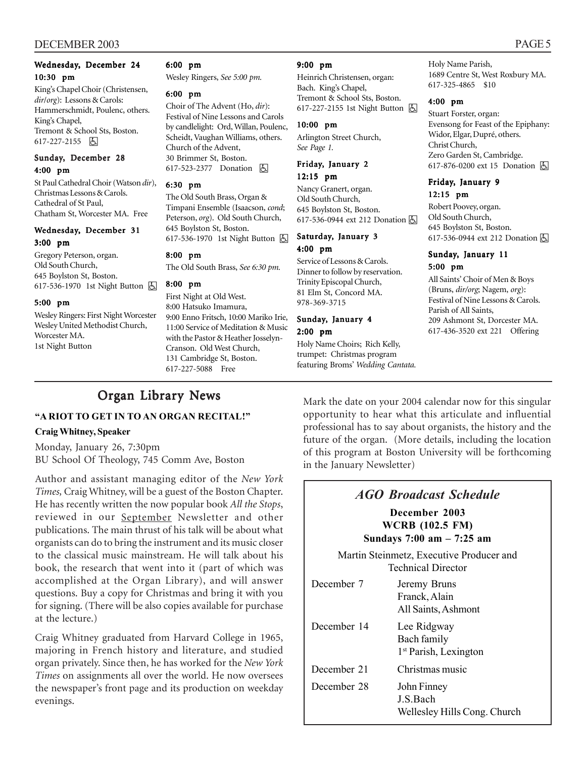#### Wednesday, December 24

**10:30 pm**

King's Chapel Choir (Christensen, *dir/org*): Lessons & Carols: Hammerschmidt, Poulenc, others. King's Chapel, Tremont & School Sts, Boston. 617-227-2155 ♿

#### Sunday, December 28

**4:00 pm**

St Paul Cathedral Choir (Watson *dir*), Christmas Lessons & Carols. Cathedral of St Paul, Chatham St, Worcester MA. Free

#### Wednesday, December 31

**3:00 pm**

Gregory Peterson, organ. Old South Church, 645 Boylston St, Boston. 617-536-1970 1st Night Button ♿

**5:00 pm**

Wesley Ringers: First Night Worcester Wesley United Methodist Church, Worcester MA. 1st Night Button

**6:00 pm**

Wesley Ringers, *See 5:00 pm.*

**6:00 pm**

Choir of The Advent (Ho, *dir*): Festival of Nine Lessons and Carols by candlelight: Ord, Willan, Poulenc, Scheidt, Vaughan Williams, others. Church of the Advent, 30 Brimmer St, Boston. 617-523-2377 Donation ♿

**6:30 pm**

The Old South Brass, Organ & Timpani Ensemble (Isaacson, *cond*; Peterson, *org*). Old South Church, 645 Boylston St, Boston. 617-536-1970 1st Night Button ♿

**8:00 pm**

The Old South Brass, *See 6:30 pm.*

**8:00 pm**

First Night at Old West. 8:00 Hatsuko Imamura, 9:00 Enno Fritsch, 10:00 Mariko Irie, 11:00 Service of Meditation & Music with the Pastor & Heather Josselyn-Cranson. Old West Church, 131 Cambridge St, Boston. 617-227-5088 Free

**9:00 pm**

Heinrich Christensen, organ: Bach. King's Chapel, Tremont & School Sts, Boston. 617-227-2155 1st Night Button ♿

**10:00 pm**

Arlington Street Church, *See Page 1.*

#### Friday, January 2

**12:15 pm**

Nancy Granert, organ. Old South Church, 645 Boylston St, Boston. 617-536-0944 ext 212 Donation ♿

#### Saturday, January 3

**4:00 pm**

Service of Lessons & Carols. Dinner to follow by reservation. Trinity Episcopal Church, 81 Elm St, Concord MA. 978-369-3715

#### Sunday, January 4

**2:00 pm**

Holy Name Choirs; Rich Kelly, trumpet: Christmas program featuring Broms' *Wedding Cantata.* Holy Name Parish, 1689 Centre St, West Roxbury MA. 617-325-4865 $10

**4:00 pm**

Stuart Forster, organ: Evensong for Feast of the Epiphany: Widor, Elgar, Dupré, others. Christ Church, Zero Garden St, Cambridge. 617-876-0200 ext 15 Donation ♿

#### Friday, January 9

**12:15 pm**

Robert Poovey, organ. Old South Church, 645 Boylston St, Boston. 617-536-0944 ext 212 Donation ♿

#### Sunday, January 11

**5:00 pm**

All Saints' Choir of Men & Boys (Bruns, *dir/org*; Nagem, *org*): Festival of Nine Lessons & Carols. Parish of All Saints, 209 Ashmont St, Dorcester MA. 617-436-3520 ext 221 Offering

## Organ Library News

**"A RIOT TO GET IN TO AN ORGAN RECITAL!"**

**Craig Whitney, Speaker**

Monday, January 26, 7:30pm
BU School Of Theology, 745 Comm Ave, Boston

Author and assistant managing editor of the *New York Times,* Craig Whitney, will be a guest of the Boston Chapter. He has recently written the now popular book *All the Stops*, reviewed in our September Newsletter and other publications. The main thrust of his talk will be about what organists can do to bring the instrument and its music closer to the classical music mainstream. He will talk about his book, the research that went into it (part of which was accomplished at the Organ Library), and will answer questions. Buy a copy for Christmas and bring it with you for signing. (There will be also copies available for purchase at the lecture.)

Craig Whitney graduated from Harvard College in 1965, majoring in French history and literature, and studied organ privately. Since then, he has worked for the *New York Times* on assignments all over the world. He now oversees the newspaper's front page and its production on weekday evenings.

Mark the date on your 2004 calendar now for this singular opportunity to hear what this articulate and influential professional has to say about organists, the history and the future of the organ. (More details, including the location of this program at Boston University will be forthcoming in the January Newsletter)

## *AGO Broadcast Schedule*

**December 2003**
**WCRB (102.5 FM)**
**Sundays 7:00 am – 7:25 am**

Martin Steinmetz, Executive Producer and Technical Director

| Date | Program |
|---|---|
| December 7 | Jeremy Bruns<br>Franck, Alain<br>All Saints, Ashmont |
| December 14 | Lee Ridgway<br>Bach family<br>1st Parish, Lexington |
| December 21 | Christmas music |
| December 28 | John Finney<br>J.S.Bach<br>Wellesley Hills Cong. Church |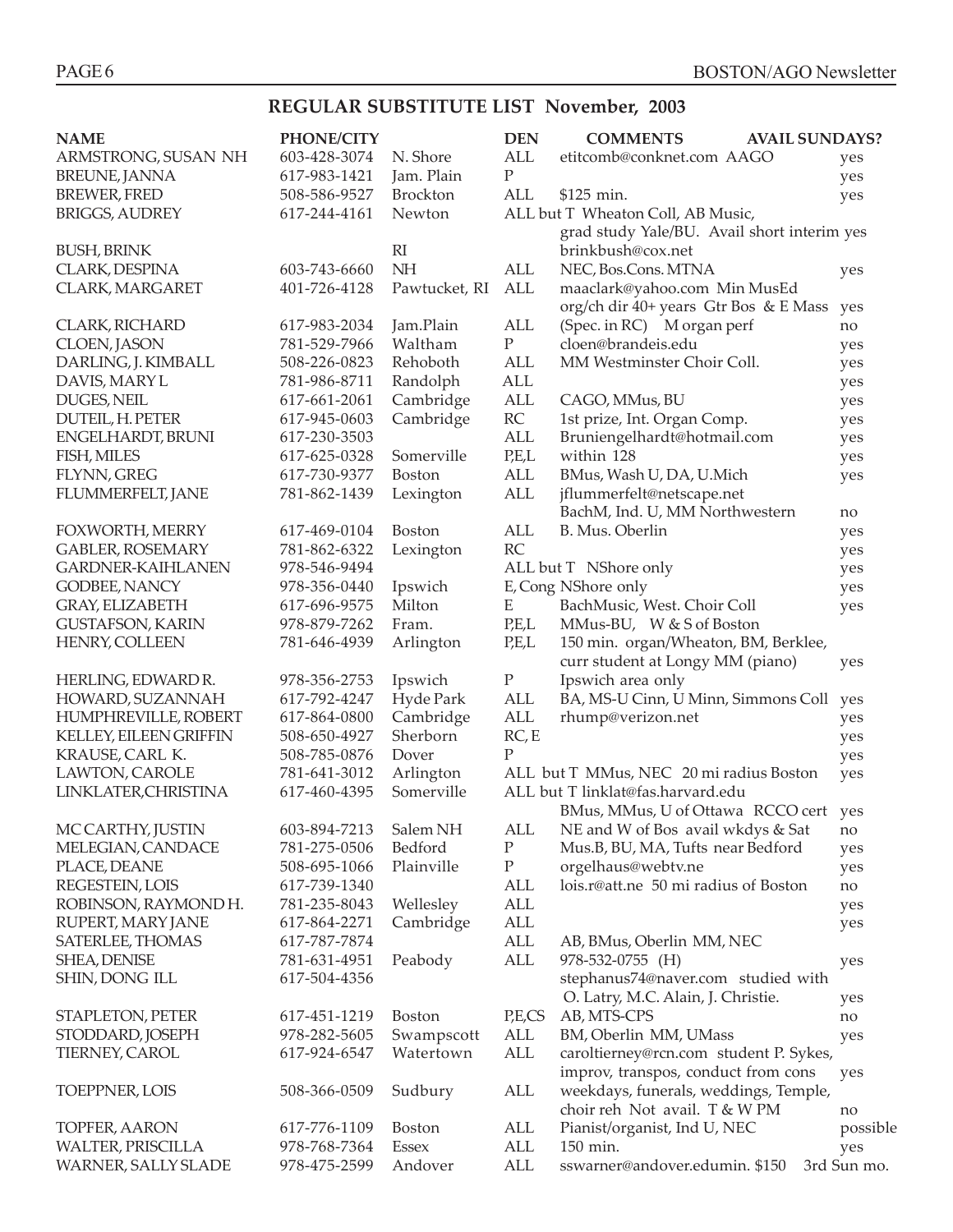## REGULAR SUBSTITUTE LIST November, 2003

| NAME | PHONE/CITY | | DEN | COMMENTS | AVAIL SUNDAYS? |
|---|---|---|---|---|---|
| ARMSTRONG, SUSAN NH | 603-428-3074 | N. Shore | ALL | etitcomb@conknet.com AAGO | yes |
| BREUNE, JANNA | 617-983-1421 | Jam. Plain | P | | yes |
| BREWER, FRED | 508-586-9527 | Brockton | ALL | $125 min. | yes |
| BRIGGS, AUDREY | 617-244-4161 | Newton | ALL but T | Wheaton Coll, AB Music, grad study Yale/BU. Avail short interim | yes |
| BUSH, BRINK | | RI | | brinkbush@cox.net | |
| CLARK, DESPINA | 603-743-6660 | NH | ALL | NEC, Bos.Cons. MTNA | yes |
| CLARK, MARGARET | 401-726-4128 | Pawtucket, RI | ALL | maaclark@yahoo.com Min MusEd org/ch dir 40+ years Gtr Bos & E Mass | yes |
| CLARK, RICHARD | 617-983-2034 | Jam.Plain | ALL | (Spec. in RC) M organ perf | no |
| CLOEN, JASON | 781-529-7966 | Waltham | P | cloen@brandeis.edu | yes |
| DARLING, J. KIMBALL | 508-226-0823 | Rehoboth | ALL | MM Westminster Choir Coll. | yes |
| DAVIS, MARY L | 781-986-8711 | Randolph | ALL | | yes |
| DUGES, NEIL | 617-661-2061 | Cambridge | ALL | CAGO, MMus, BU | yes |
| DUTEIL, H. PETER | 617-945-0603 | Cambridge | RC | 1st prize, Int. Organ Comp. | yes |
| ENGELHARDT, BRUNI | 617-230-3503 | | ALL | Bruniengelhardt@hotmail.com | yes |
| FISH, MILES | 617-625-0328 | Somerville | P,E,L | within 128 | yes |
| FLYNN, GREG | 617-730-9377 | Boston | ALL | BMus, Wash U, DA, U.Mich | yes |
| FLUMMERFELT, JANE | 781-862-1439 | Lexington | ALL | jflummerfelt@netscape.net BachM, Ind. U, MM Northwestern | no |
| FOXWORTH, MERRY | 617-469-0104 | Boston | ALL | B. Mus. Oberlin | yes |
| GABLER, ROSEMARY | 781-862-6322 | Lexington | RC | | yes |
| GARDNER-KAIHLANEN | 978-546-9494 | | ALL but T | NShore only | yes |
| GODBEE, NANCY | 978-356-0440 | Ipswich | E, Cong | NShore only | yes |
| GRAY, ELIZABETH | 617-696-9575 | Milton | E | BachMusic, West. Choir Coll | yes |
| GUSTAFSON, KARIN | 978-879-7262 | Fram. | P,E,L | MMus-BU, W & S of Boston | |
| HENRY, COLLEEN | 781-646-4939 | Arlington | P,E,L | 150 min. organ/Wheaton, BM, Berklee, curr student at Longy MM (piano) | yes |
| HERLING, EDWARD R. | 978-356-2753 | Ipswich | P | Ipswich area only | |
| HOWARD, SUZANNAH | 617-792-4247 | Hyde Park | ALL | BA, MS-U Cinn, U Minn, Simmons Coll | yes |
| HUMPHREVILLE, ROBERT | 617-864-0800 | Cambridge | ALL | rhump@verizon.net | yes |
| KELLEY, EILEEN GRIFFIN | 508-650-4927 | Sherborn | RC, E | | yes |
| KRAUSE, CARL K. | 508-785-0876 | Dover | P | | yes |
| LAWTON, CAROLE | 781-641-3012 | Arlington | ALL but T | MMus, NEC 20 mi radius Boston | yes |
| LINKLATER,CHRISTINA | 617-460-4395 | Somerville | ALL but T | linklat@fas.harvard.edu BMus, MMus, U of Ottawa RCCO cert | yes |
| MC CARTHY, JUSTIN | 603-894-7213 | Salem NH | ALL | NE and W of Bos avail wkdys & Sat | no |
| MELEGIAN, CANDACE | 781-275-0506 | Bedford | P | Mus.B, BU, MA, Tufts near Bedford | yes |
| PLACE, DEANE | 508-695-1066 | Plainville | P | orgelhaus@webtv.ne | yes |
| REGESTEIN, LOIS | 617-739-1340 | | ALL | lois.r@att.ne 50 mi radius of Boston | no |
| ROBINSON, RAYMOND H. | 781-235-8043 | Wellesley | ALL | | yes |
| RUPERT, MARY JANE | 617-864-2271 | Cambridge | ALL | | yes |
| SATERLEE, THOMAS | 617-787-7874 | | ALL | AB, BMus, Oberlin MM, NEC | |
| SHEA, DENISE | 781-631-4951 | Peabody | ALL | 978-532-0755 (H) | yes |
| SHIN, DONG ILL | 617-504-4356 | | | stephanus74@naver.com studied with O. Latry, M.C. Alain, J. Christie. | yes |
| STAPLETON, PETER | 617-451-1219 | Boston | P,E,CS | AB, MTS-CPS | no |
| STODDARD, JOSEPH | 978-282-5605 | Swampscott | ALL | BM, Oberlin MM, UMass | yes |
| TIERNEY, CAROL | 617-924-6547 | Watertown | ALL | caroltierney@rcn.com student P. Sykes, improv, transpos, conduct from cons | yes |
| TOEPPNER, LOIS | 508-366-0509 | Sudbury | ALL | weekdays, funerals, weddings, Temple, choir reh Not avail. T & W PM | no |
| TOPFER, AARON | 617-776-1109 | Boston | ALL | Pianist/organist, Ind U, NEC | possible |
| WALTER, PRISCILLA | 978-768-7364 | Essex | ALL | 150 min. | yes |
| WARNER, SALLY SLADE | 978-475-2599 | Andover | ALL | sswarner@andover.edumin. $150 | 3rd Sun mo. |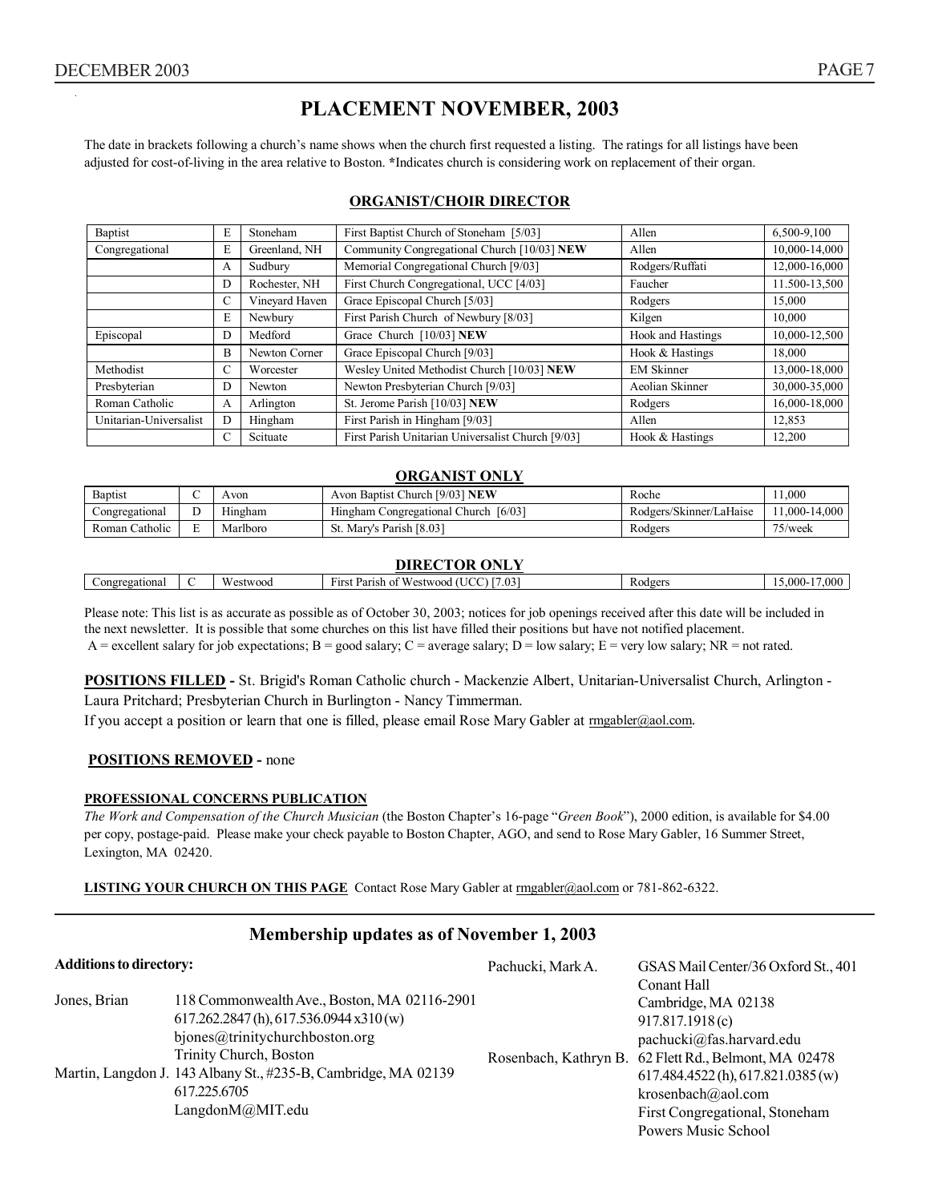# PLACEMENT NOVEMBER, 2003

The date in brackets following a church's name shows when the church first requested a listing. The ratings for all listings have been adjusted for cost-of-living in the area relative to Boston. *Indicates church is considering work on replacement of their organ.

## ORGANIST/CHOIR DIRECTOR

| | | | | | |
|---|---|---|---|---|---|
| Baptist | E | Stoneham | First Baptist Church of Stoneham [5/03] | Allen | 6,500-9,100 |
| Congregational | E | Greenland, NH | Community Congregational Church [10/03] **NEW** | Allen | 10,000-14,000 |
| | A | Sudbury | Memorial Congregational Church [9/03] | Rodgers/Ruffati | 12,000-16,000 |
| | D | Rochester, NH | First Church Congregational, UCC [4/03] | Faucher | 11.500-13,500 |
| | C | Vineyard Haven | Grace Episcopal Church [5/03] | Rodgers | 15,000 |
| | E | Newbury | First Parish Church of Newbury [8/03] | Kilgen | 10,000 |
| Episcopal | D | Medford | Grace Church [10/03] **NEW** | Hook and Hastings | 10,000-12,500 |
| | B | Newton Corner | Grace Episcopal Church [9/03] | Hook & Hastings | 18,000 |
| Methodist | C | Worcester | Wesley United Methodist Church [10/03] **NEW** | EM Skinner | 13,000-18,000 |
| Presbyterian | D | Newton | Newton Presbyterian Church [9/03] | Aeolian Skinner | 30,000-35,000 |
| Roman Catholic | A | Arlington | St. Jerome Parish [10/03] **NEW** | Rodgers | 16,000-18,000 |
| Unitarian-Universalist | D | Hingham | First Parish in Hingham [9/03] | Allen | 12,853 |
| | C | Scituate | First Parish Unitarian Universalist Church [9/03] | Hook & Hastings | 12,200 |

## ORGANIST ONLY

| | | | | | |
|---|---|---|---|---|---|
| Baptist | C | Avon | Avon Baptist Church [9/03] **NEW** | Roche | 11,000 |
| Congregational | D | Hingham | Hingham Congregational Church [6/03] | Rodgers/Skinner/LaHaise | 11,000-14,000 |
| Roman Catholic | E | Marlboro | St. Mary's Parish [8.03] | Rodgers | 75/week |

## DIRECTOR ONLY

| | | | | | |
|---|---|---|---|---|---|
| Congregational | C | Westwood | First Parish of Westwood (UCC) [7.03] | Rodgers | 15,000-17,000 |

Please note: This list is as accurate as possible as of October 30, 2003; notices for job openings received after this date will be included in the next newsletter. It is possible that some churches on this list have filled their positions but have not notified placement.
A = excellent salary for job expectations; B = good salary; C = average salary; D = low salary; E = very low salary; NR = not rated.

**POSITIONS FILLED -** St. Brigid's Roman Catholic church - Mackenzie Albert, Unitarian-Universalist Church, Arlington - Laura Pritchard; Presbyterian Church in Burlington - Nancy Timmerman.
If you accept a position or learn that one is filled, please email Rose Mary Gabler at rmgabler@aol.com.

**POSITIONS REMOVED -** none

**PROFESSIONAL CONCERNS PUBLICATION**
*The Work and Compensation of the Church Musician* (the Boston Chapter's 16-page "*Green Book*"), 2000 edition, is available for $4.00 per copy, postage-paid. Please make your check payable to Boston Chapter, AGO, and send to Rose Mary Gabler, 16 Summer Street, Lexington, MA 02420.

**LISTING YOUR CHURCH ON THIS PAGE** Contact Rose Mary Gabler at rmgabler@aol.com or 781-862-6322.

## Membership updates as of November 1, 2003

**Additions to directory:**

**Jones, Brian**
118 Commonwealth Ave., Boston, MA 02116-2901
617.262.2847 (h), 617.536.0944 x310 (w)
bjones@trinitychurchboston.org
Trinity Church, Boston

**Martin, Langdon J.**
143 Albany St., #235-B, Cambridge, MA 02139
617.225.6705
LangdonM@MIT.edu

**Pachucki, Mark A.**
GSAS Mail Center/36 Oxford St., 401 Conant Hall
Cambridge, MA 02138
917.817.1918 (c)
pachucki@fas.harvard.edu

**Rosenbach, Kathryn B.**
62 Flett Rd., Belmont, MA 02478
617.484.4522 (h), 617.821.0385 (w)
krosenbach@aol.com
First Congregational, Stoneham
Powers Music School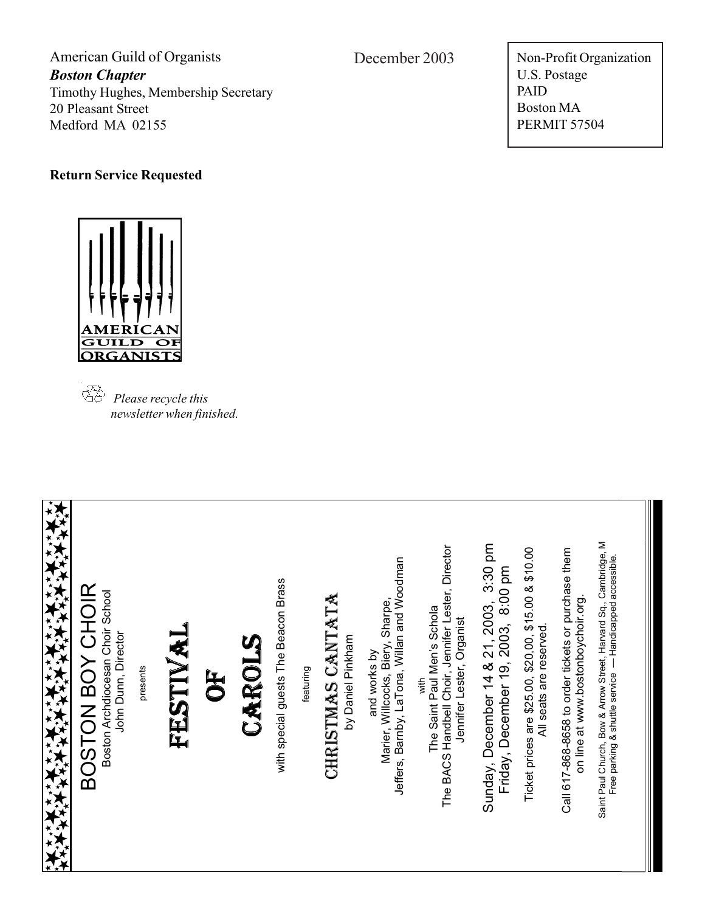American Guild of Organists
***Boston Chapter***
Timothy Hughes, Membership Secretary
20 Pleasant Street
Medford MA 02155

December 2003

Non-Profit Organization
U.S. Postage
PAID
Boston MA
PERMIT 57504

**Return Service Requested**

AMERICAN GUILD OF ORGANISTS

*Please recycle this newsletter when finished.*

BOSTON BOY CHOIR
Boston Archdiocesan Choir School
John Dunn, Director

presents

# FESTIVAL OF CAROLS

with special guests The Beacon Brass

featuring

## CHRISTMAS CANTATA

by Daniel Pinkham

and works by
Marier, Willcocks, Biery, Sharpe,
Jeffers, Barnby, LaTona, Willan and Woodman

with
The Saint Paul Men's Schola
The BACS Handbell Choir, Jennifer Lester, Director
Jennifer Lester, Organist

Sunday, December 14 & 21, 2003, 3:30 pm
Friday, December 19, 2003, 8:00 pm

Ticket prices are $25.00, $20,00, $15.00 & $10.00
All seats are reserved.

Call 617-868-8658 to order tickets or purchase them on line at www.bostonboychoir.org.

Saint Paul Church, Bow & Arrow Street, Harvard Sq., Cambridge, M
Free parking & shuttle service — Handicapped accessible.